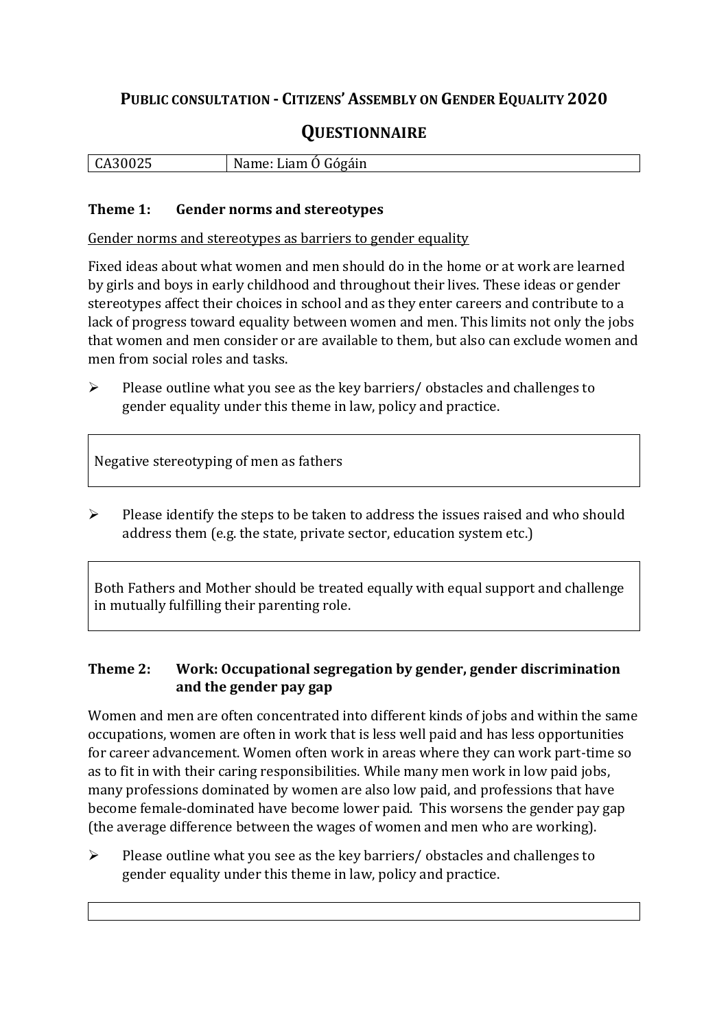# Public consultation - Citizens' Assembly on Gender Equality 2020

## Questionnaire

| CA30025 | Name: Liam Ó Gógáin |
|---|---|

### Theme 1: Gender norms and stereotypes

Gender norms and stereotypes as barriers to gender equality

Fixed ideas about what women and men should do in the home or at work are learned by girls and boys in early childhood and throughout their lives. These ideas or gender stereotypes affect their choices in school and as they enter careers and contribute to a lack of progress toward equality between women and men. This limits not only the jobs that women and men consider or are available to them, but also can exclude women and men from social roles and tasks.

- Please outline what you see as the key barriers/ obstacles and challenges to gender equality under this theme in law, policy and practice.

Negative stereotyping of men as fathers

- Please identify the steps to be taken to address the issues raised and who should address them (e.g. the state, private sector, education system etc.)

Both Fathers and Mother should be treated equally with equal support and challenge in mutually fulfilling their parenting role.

### Theme 2: Work: Occupational segregation by gender, gender discrimination and the gender pay gap

Women and men are often concentrated into different kinds of jobs and within the same occupations, women are often in work that is less well paid and has less opportunities for career advancement. Women often work in areas where they can work part-time so as to fit in with their caring responsibilities. While many men work in low paid jobs, many professions dominated by women are also low paid, and professions that have become female-dominated have become lower paid. This worsens the gender pay gap (the average difference between the wages of women and men who are working).

- Please outline what you see as the key barriers/ obstacles and challenges to gender equality under this theme in law, policy and practice.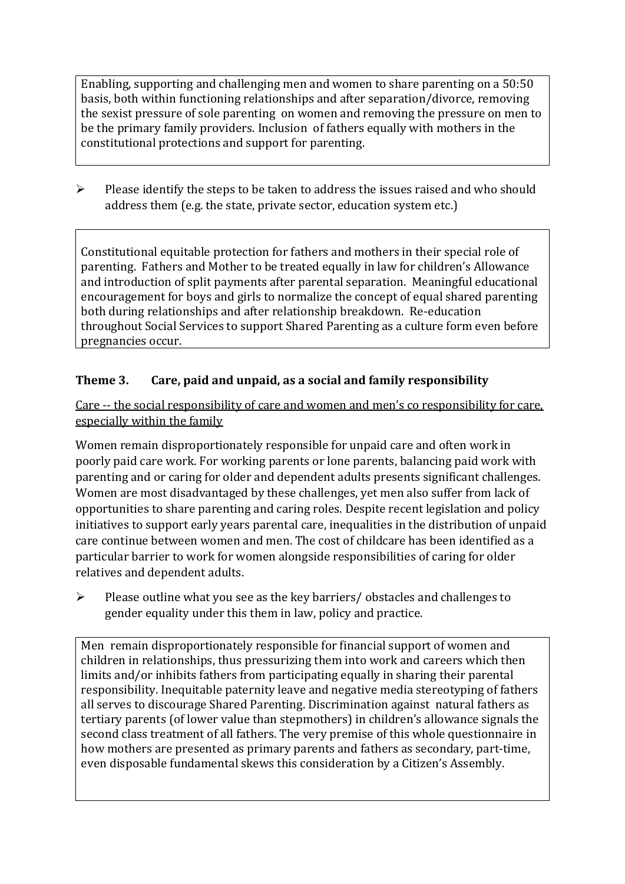Enabling, supporting and challenging men and women to share parenting on a 50:50 basis, both within functioning relationships and after separation/divorce, removing the sexist pressure of sole parenting on women and removing the pressure on men to be the primary family providers. Inclusion of fathers equally with mothers in the constitutional protections and support for parenting.

- Please identify the steps to be taken to address the issues raised and who should address them (e.g. the state, private sector, education system etc.)

Constitutional equitable protection for fathers and mothers in their special role of parenting. Fathers and Mother to be treated equally in law for children's Allowance and introduction of split payments after parental separation. Meaningful educational encouragement for boys and girls to normalize the concept of equal shared parenting both during relationships and after relationship breakdown. Re-education throughout Social Services to support Shared Parenting as a culture form even before pregnancies occur.

### Theme 3. Care, paid and unpaid, as a social and family responsibility

<u>Care -- the social responsibility of care and women and men's co responsibility for care, especially within the family</u>

Women remain disproportionately responsible for unpaid care and often work in poorly paid care work. For working parents or lone parents, balancing paid work with parenting and or caring for older and dependent adults presents significant challenges. Women are most disadvantaged by these challenges, yet men also suffer from lack of opportunities to share parenting and caring roles. Despite recent legislation and policy initiatives to support early years parental care, inequalities in the distribution of unpaid care continue between women and men. The cost of childcare has been identified as a particular barrier to work for women alongside responsibilities of caring for older relatives and dependent adults.

- Please outline what you see as the key barriers/ obstacles and challenges to gender equality under this them in law, policy and practice.

Men remain disproportionately responsible for financial support of women and children in relationships, thus pressurizing them into work and careers which then limits and/or inhibits fathers from participating equally in sharing their parental responsibility. Inequitable paternity leave and negative media stereotyping of fathers all serves to discourage Shared Parenting. Discrimination against natural fathers as tertiary parents (of lower value than stepmothers) in children's allowance signals the second class treatment of all fathers. The very premise of this whole questionnaire in how mothers are presented as primary parents and fathers as secondary, part-time, even disposable fundamental skews this consideration by a Citizen's Assembly.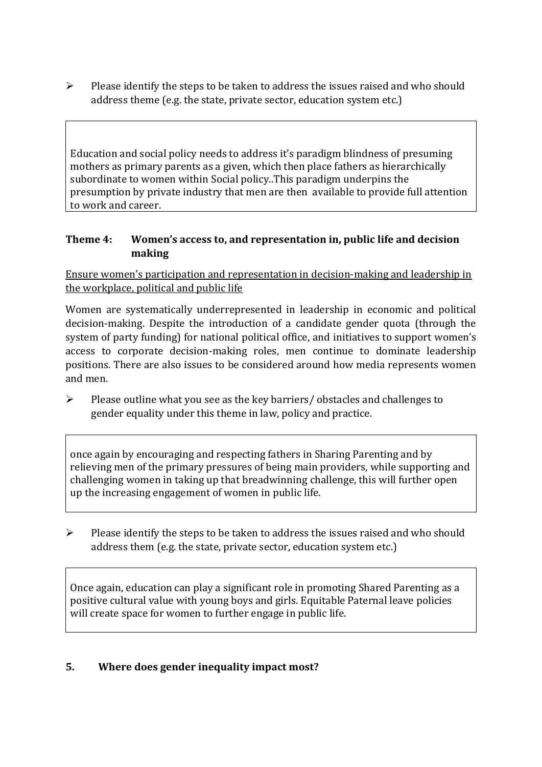- Please identify the steps to be taken to address the issues raised and who should address theme (e.g. the state, private sector, education system etc.)

> Education and social policy needs to address it's paradigm blindness of presuming mothers as primary parents as a given, which then place fathers as hierarchically subordinate to women within Social policy..This paradigm underpins the presumption by private industry that men are then available to provide full attention to work and career.

### Theme 4: Women's access to, and representation in, public life and decision making

<u>Ensure women's participation and representation in decision-making and leadership in the workplace, political and public life</u>

Women are systematically underrepresented in leadership in economic and political decision-making. Despite the introduction of a candidate gender quota (through the system of party funding) for national political office, and initiatives to support women's access to corporate decision-making roles, men continue to dominate leadership positions. There are also issues to be considered around how media represents women and men.

- Please outline what you see as the key barriers/ obstacles and challenges to gender equality under this theme in law, policy and practice.

> once again by encouraging and respecting fathers in Sharing Parenting and by relieving men of the primary pressures of being main providers, while supporting and challenging women in taking up that breadwinning challenge, this will further open up the increasing engagement of women in public life.

- Please identify the steps to be taken to address the issues raised and who should address them (e.g. the state, private sector, education system etc.)

> Once again, education can play a significant role in promoting Shared Parenting as a positive cultural value with young boys and girls. Equitable Paternal leave policies will create space for women to further engage in public life.

## 5. Where does gender inequality impact most?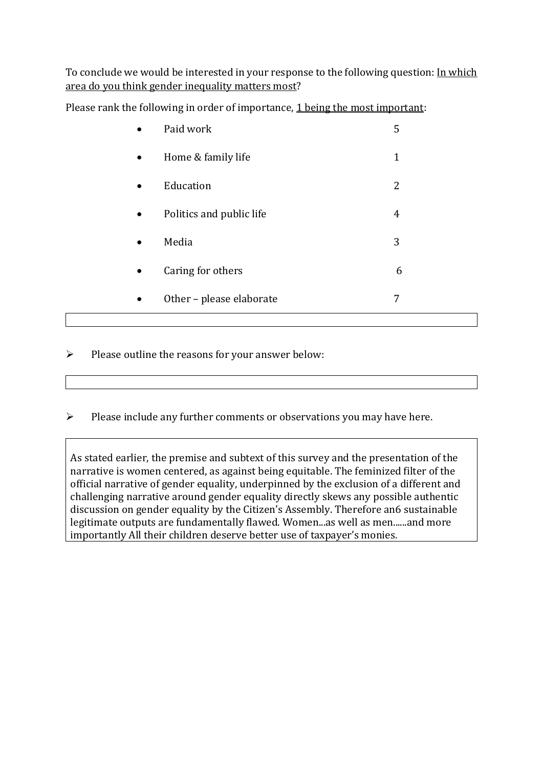To conclude we would be interested in your response to the following question: In which area do you think gender inequality matters most?

Please rank the following in order of importance, 1 being the most important:

| | |
|---|---|
| • Paid work | 5 |
| • Home & family life | 1 |
| • Education | 2 |
| • Politics and public life | 4 |
| • Media | 3 |
| • Caring for others | 6 |
| • Other – please elaborate | 7 |

➢ Please outline the reasons for your answer below:

➢ Please include any further comments or observations you may have here.

As stated earlier, the premise and subtext of this survey and the presentation of the narrative is women centered, as against being equitable. The feminized filter of the official narrative of gender equality, underpinned by the exclusion of a different and challenging narrative around gender equality directly skews any possible authentic discussion on gender equality by the Citizen's Assembly. Therefore an6 sustainable legitimate outputs are fundamentally flawed. Women...as well as men......and more importantly All their children deserve better use of taxpayer's monies.